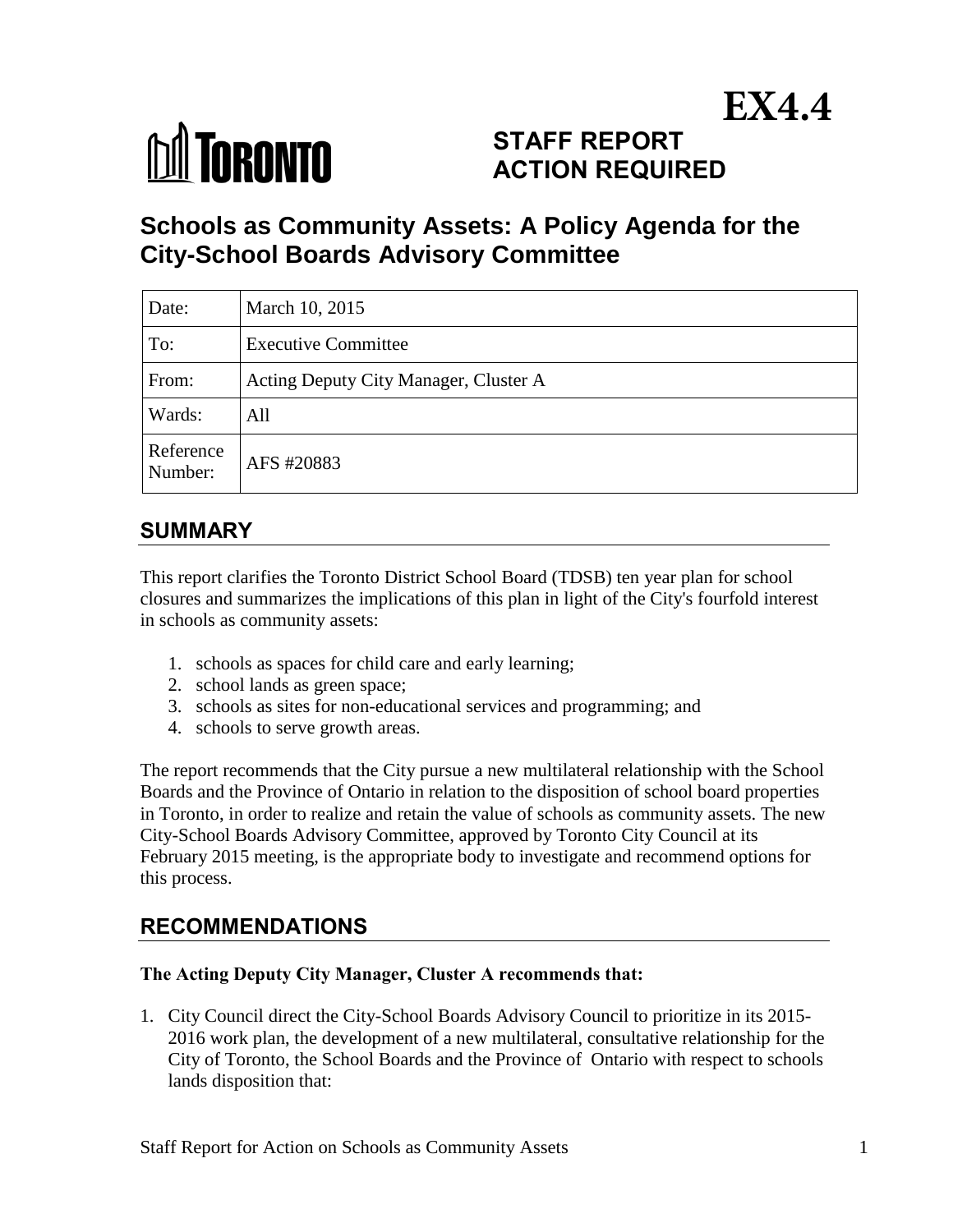EX4.4

**STAFF REPORT**
**ACTION REQUIRED**

# Schools as Community Assets: A Policy Agenda for the City-School Boards Advisory Committee

| Date: | March 10, 2015 |
|---|---|
| To: | Executive Committee |
| From: | Acting Deputy City Manager, Cluster A |
| Wards: | All |
| Reference Number: | AFS #20883 |

## SUMMARY

This report clarifies the Toronto District School Board (TDSB) ten year plan for school closures and summarizes the implications of this plan in light of the City's fourfold interest in schools as community assets:

1. schools as spaces for child care and early learning;
2. school lands as green space;
3. schools as sites for non-educational services and programming; and
4. schools to serve growth areas.

The report recommends that the City pursue a new multilateral relationship with the School Boards and the Province of Ontario in relation to the disposition of school board properties in Toronto, in order to realize and retain the value of schools as community assets. The new City-School Boards Advisory Committee, approved by Toronto City Council at its February 2015 meeting, is the appropriate body to investigate and recommend options for this process.

## RECOMMENDATIONS

**The Acting Deputy City Manager, Cluster A recommends that:**

1. City Council direct the City-School Boards Advisory Council to prioritize in its 2015-2016 work plan, the development of a new multilateral, consultative relationship for the City of Toronto, the School Boards and the Province of Ontario with respect to schools lands disposition that: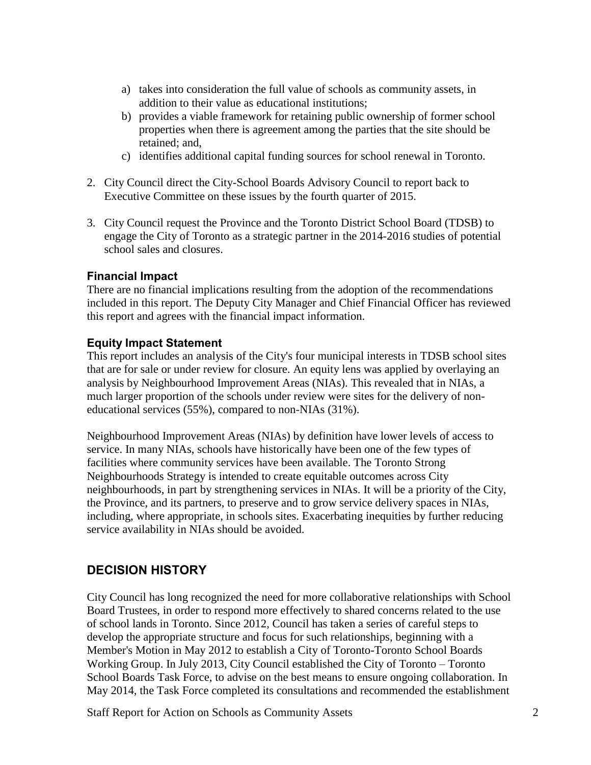a) takes into consideration the full value of schools as community assets, in addition to their value as educational institutions;
b) provides a viable framework for retaining public ownership of former school properties when there is agreement among the parties that the site should be retained; and,
c) identifies additional capital funding sources for school renewal in Toronto.

2. City Council direct the City-School Boards Advisory Council to report back to Executive Committee on these issues by the fourth quarter of 2015.

3. City Council request the Province and the Toronto District School Board (TDSB) to engage the City of Toronto as a strategic partner in the 2014-2016 studies of potential school sales and closures.

### Financial Impact

There are no financial implications resulting from the adoption of the recommendations included in this report. The Deputy City Manager and Chief Financial Officer has reviewed this report and agrees with the financial impact information.

### Equity Impact Statement

This report includes an analysis of the City's four municipal interests in TDSB school sites that are for sale or under review for closure. An equity lens was applied by overlaying an analysis by Neighbourhood Improvement Areas (NIAs). This revealed that in NIAs, a much larger proportion of the schools under review were sites for the delivery of non-educational services (55%), compared to non-NIAs (31%).

Neighbourhood Improvement Areas (NIAs) by definition have lower levels of access to service. In many NIAs, schools have historically have been one of the few types of facilities where community services have been available. The Toronto Strong Neighbourhoods Strategy is intended to create equitable outcomes across City neighbourhoods, in part by strengthening services in NIAs. It will be a priority of the City, the Province, and its partners, to preserve and to grow service delivery spaces in NIAs, including, where appropriate, in schools sites. Exacerbating inequities by further reducing service availability in NIAs should be avoided.

## DECISION HISTORY

City Council has long recognized the need for more collaborative relationships with School Board Trustees, in order to respond more effectively to shared concerns related to the use of school lands in Toronto. Since 2012, Council has taken a series of careful steps to develop the appropriate structure and focus for such relationships, beginning with a Member's Motion in May 2012 to establish a City of Toronto-Toronto School Boards Working Group. In July 2013, City Council established the City of Toronto – Toronto School Boards Task Force, to advise on the best means to ensure ongoing collaboration. In May 2014, the Task Force completed its consultations and recommended the establishment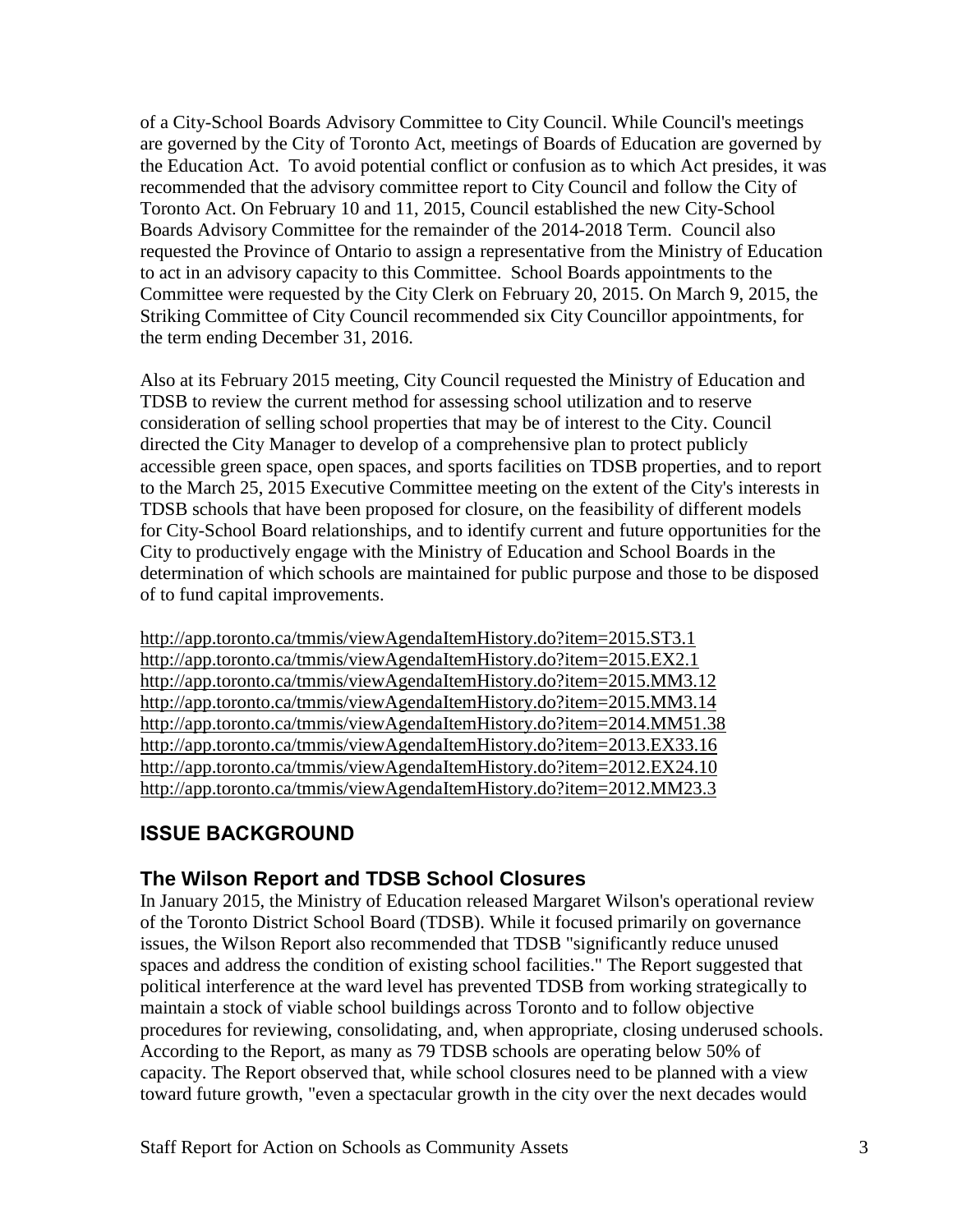of a City-School Boards Advisory Committee to City Council. While Council's meetings are governed by the City of Toronto Act, meetings of Boards of Education are governed by the Education Act. To avoid potential conflict or confusion as to which Act presides, it was recommended that the advisory committee report to City Council and follow the City of Toronto Act. On February 10 and 11, 2015, Council established the new City-School Boards Advisory Committee for the remainder of the 2014-2018 Term. Council also requested the Province of Ontario to assign a representative from the Ministry of Education to act in an advisory capacity to this Committee. School Boards appointments to the Committee were requested by the City Clerk on February 20, 2015. On March 9, 2015, the Striking Committee of City Council recommended six City Councillor appointments, for the term ending December 31, 2016.

Also at its February 2015 meeting, City Council requested the Ministry of Education and TDSB to review the current method for assessing school utilization and to reserve consideration of selling school properties that may be of interest to the City. Council directed the City Manager to develop of a comprehensive plan to protect publicly accessible green space, open spaces, and sports facilities on TDSB properties, and to report to the March 25, 2015 Executive Committee meeting on the extent of the City's interests in TDSB schools that have been proposed for closure, on the feasibility of different models for City-School Board relationships, and to identify current and future opportunities for the City to productively engage with the Ministry of Education and School Boards in the determination of which schools are maintained for public purpose and those to be disposed of to fund capital improvements.

http://app.toronto.ca/tmmis/viewAgendaItemHistory.do?item=2015.ST3.1
http://app.toronto.ca/tmmis/viewAgendaItemHistory.do?item=2015.EX2.1
http://app.toronto.ca/tmmis/viewAgendaItemHistory.do?item=2015.MM3.12
http://app.toronto.ca/tmmis/viewAgendaItemHistory.do?item=2015.MM3.14
http://app.toronto.ca/tmmis/viewAgendaItemHistory.do?item=2014.MM51.38
http://app.toronto.ca/tmmis/viewAgendaItemHistory.do?item=2013.EX33.16
http://app.toronto.ca/tmmis/viewAgendaItemHistory.do?item=2012.EX24.10
http://app.toronto.ca/tmmis/viewAgendaItemHistory.do?item=2012.MM23.3

## ISSUE BACKGROUND

### The Wilson Report and TDSB School Closures

In January 2015, the Ministry of Education released Margaret Wilson's operational review of the Toronto District School Board (TDSB). While it focused primarily on governance issues, the Wilson Report also recommended that TDSB "significantly reduce unused spaces and address the condition of existing school facilities." The Report suggested that political interference at the ward level has prevented TDSB from working strategically to maintain a stock of viable school buildings across Toronto and to follow objective procedures for reviewing, consolidating, and, when appropriate, closing underused schools. According to the Report, as many as 79 TDSB schools are operating below 50% of capacity. The Report observed that, while school closures need to be planned with a view toward future growth, "even a spectacular growth in the city over the next decades would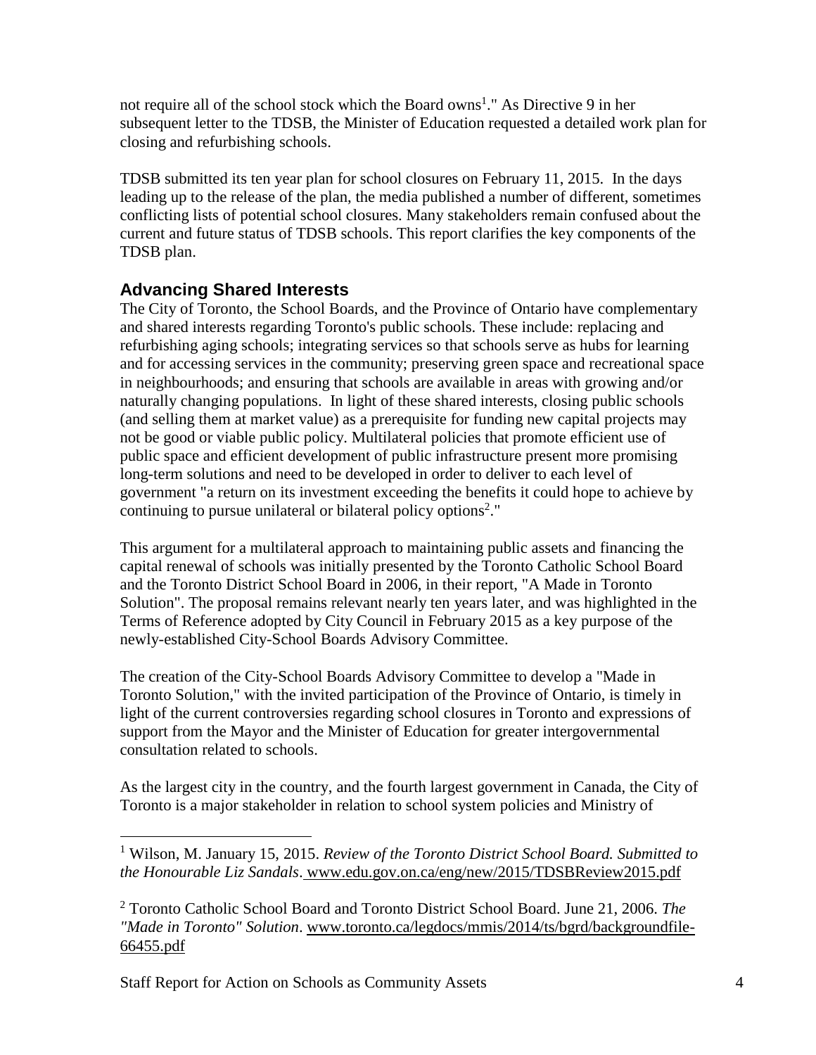not require all of the school stock which the Board owns[1]." As Directive 9 in her subsequent letter to the TDSB, the Minister of Education requested a detailed work plan for closing and refurbishing schools.

TDSB submitted its ten year plan for school closures on February 11, 2015. In the days leading up to the release of the plan, the media published a number of different, sometimes conflicting lists of potential school closures. Many stakeholders remain confused about the current and future status of TDSB schools. This report clarifies the key components of the TDSB plan.

## Advancing Shared Interests

The City of Toronto, the School Boards, and the Province of Ontario have complementary and shared interests regarding Toronto's public schools. These include: replacing and refurbishing aging schools; integrating services so that schools serve as hubs for learning and for accessing services in the community; preserving green space and recreational space in neighbourhoods; and ensuring that schools are available in areas with growing and/or naturally changing populations. In light of these shared interests, closing public schools (and selling them at market value) as a prerequisite for funding new capital projects may not be good or viable public policy. Multilateral policies that promote efficient use of public space and efficient development of public infrastructure present more promising long-term solutions and need to be developed in order to deliver to each level of government "a return on its investment exceeding the benefits it could hope to achieve by continuing to pursue unilateral or bilateral policy options[2]."

This argument for a multilateral approach to maintaining public assets and financing the capital renewal of schools was initially presented by the Toronto Catholic School Board and the Toronto District School Board in 2006, in their report, "A Made in Toronto Solution". The proposal remains relevant nearly ten years later, and was highlighted in the Terms of Reference adopted by City Council in February 2015 as a key purpose of the newly-established City-School Boards Advisory Committee.

The creation of the City-School Boards Advisory Committee to develop a "Made in Toronto Solution," with the invited participation of the Province of Ontario, is timely in light of the current controversies regarding school closures in Toronto and expressions of support from the Mayor and the Minister of Education for greater intergovernmental consultation related to schools.

As the largest city in the country, and the fourth largest government in Canada, the City of Toronto is a major stakeholder in relation to school system policies and Ministry of

---

[1] Wilson, M. January 15, 2015. *Review of the Toronto District School Board. Submitted to the Honourable Liz Sandals*. www.edu.gov.on.ca/eng/new/2015/TDSBReview2015.pdf

[2] Toronto Catholic School Board and Toronto District School Board. June 21, 2006. *The "Made in Toronto" Solution*. www.toronto.ca/legdocs/mmis/2014/ts/bgrd/backgroundfile-66455.pdf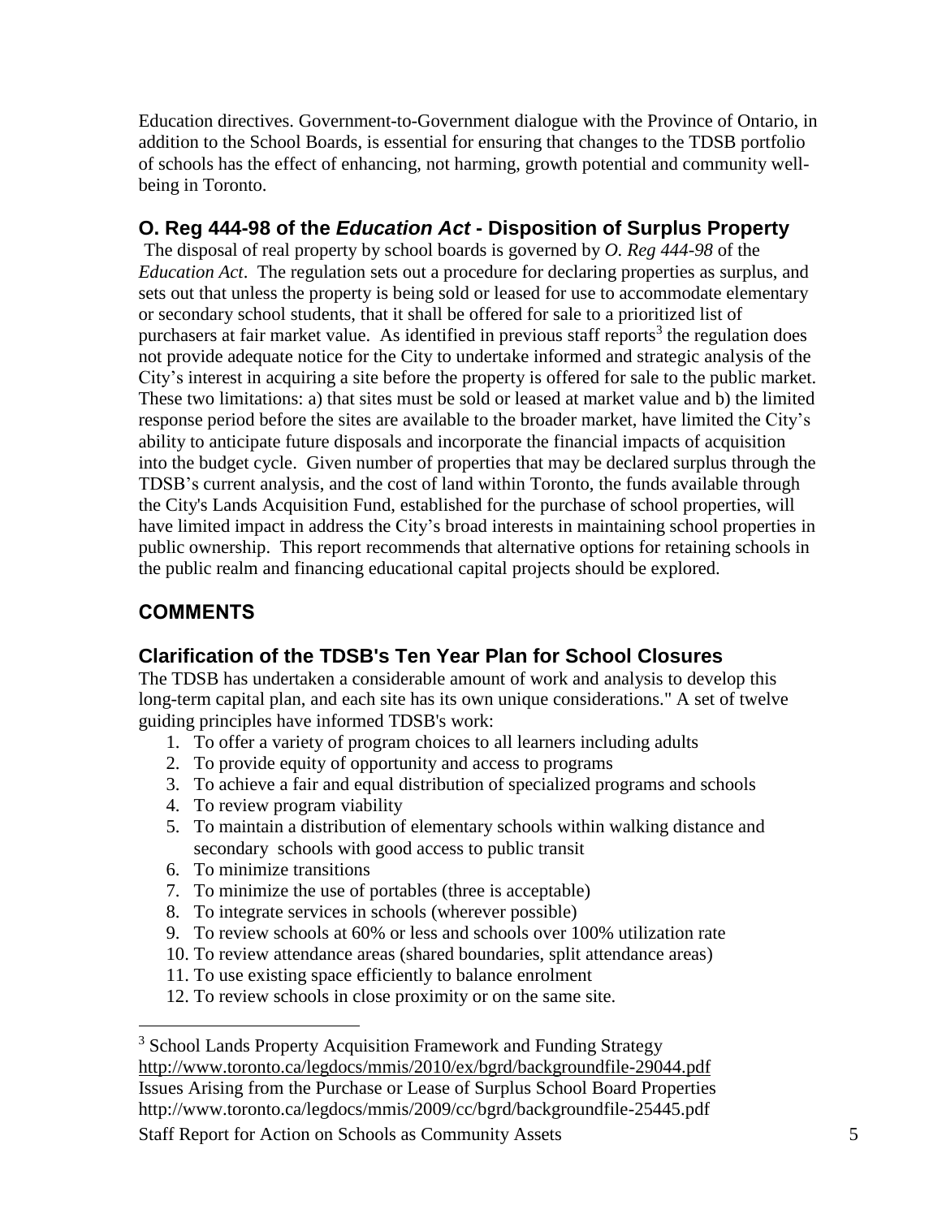Education directives. Government-to-Government dialogue with the Province of Ontario, in addition to the School Boards, is essential for ensuring that changes to the TDSB portfolio of schools has the effect of enhancing, not harming, growth potential and community well-being in Toronto.

## O. Reg 444-98 of the *Education Act* - Disposition of Surplus Property

The disposal of real property by school boards is governed by *O. Reg 444-98* of the *Education Act*. The regulation sets out a procedure for declaring properties as surplus, and sets out that unless the property is being sold or leased for use to accommodate elementary or secondary school students, that it shall be offered for sale to a prioritized list of purchasers at fair market value. As identified in previous staff reports[3] the regulation does not provide adequate notice for the City to undertake informed and strategic analysis of the City's interest in acquiring a site before the property is offered for sale to the public market. These two limitations: a) that sites must be sold or leased at market value and b) the limited response period before the sites are available to the broader market, have limited the City's ability to anticipate future disposals and incorporate the financial impacts of acquisition into the budget cycle. Given number of properties that may be declared surplus through the TDSB's current analysis, and the cost of land within Toronto, the funds available through the City's Lands Acquisition Fund, established for the purchase of school properties, will have limited impact in address the City's broad interests in maintaining school properties in public ownership. This report recommends that alternative options for retaining schools in the public realm and financing educational capital projects should be explored.

## COMMENTS

## Clarification of the TDSB's Ten Year Plan for School Closures

The TDSB has undertaken a considerable amount of work and analysis to develop this long-term capital plan, and each site has its own unique considerations." A set of twelve guiding principles have informed TDSB's work:

1. To offer a variety of program choices to all learners including adults
2. To provide equity of opportunity and access to programs
3. To achieve a fair and equal distribution of specialized programs and schools
4. To review program viability
5. To maintain a distribution of elementary schools within walking distance and secondary schools with good access to public transit
6. To minimize transitions
7. To minimize the use of portables (three is acceptable)
8. To integrate services in schools (wherever possible)
9. To review schools at 60% or less and schools over 100% utilization rate
10. To review attendance areas (shared boundaries, split attendance areas)
11. To use existing space efficiently to balance enrolment
12. To review schools in close proximity or on the same site.

---

[3] School Lands Property Acquisition Framework and Funding Strategy
http://www.toronto.ca/legdocs/mmis/2010/ex/bgrd/backgroundfile-29044.pdf
Issues Arising from the Purchase or Lease of Surplus School Board Properties
http://www.toronto.ca/legdocs/mmis/2009/cc/bgrd/backgroundfile-25445.pdf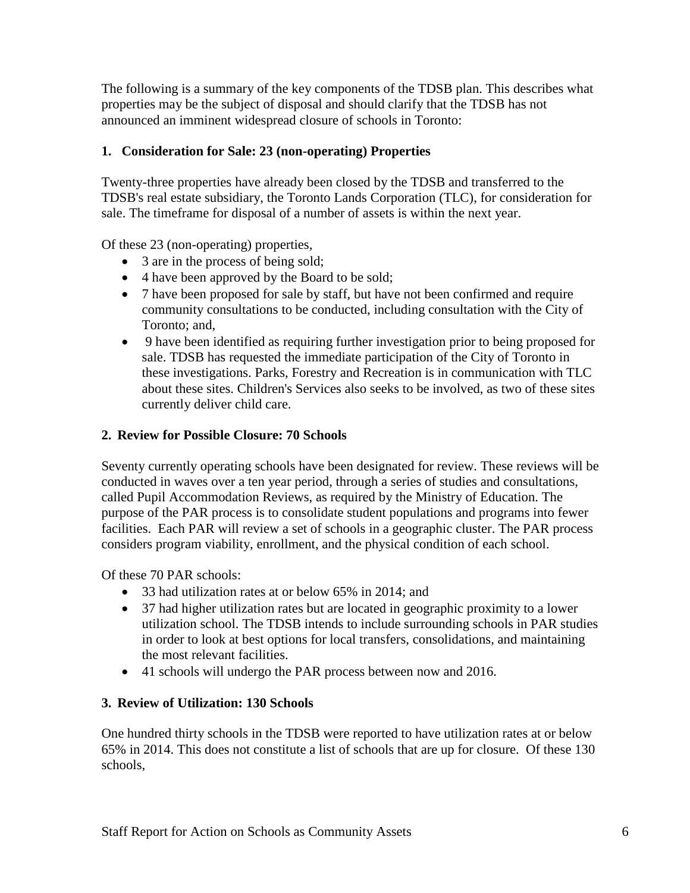The following is a summary of the key components of the TDSB plan. This describes what properties may be the subject of disposal and should clarify that the TDSB has not announced an imminent widespread closure of schools in Toronto:

### 1. Consideration for Sale: 23 (non-operating) Properties

Twenty-three properties have already been closed by the TDSB and transferred to the TDSB's real estate subsidiary, the Toronto Lands Corporation (TLC), for consideration for sale. The timeframe for disposal of a number of assets is within the next year.

Of these 23 (non-operating) properties,

- 3 are in the process of being sold;
- 4 have been approved by the Board to be sold;
- 7 have been proposed for sale by staff, but have not been confirmed and require community consultations to be conducted, including consultation with the City of Toronto; and,
- 9 have been identified as requiring further investigation prior to being proposed for sale. TDSB has requested the immediate participation of the City of Toronto in these investigations. Parks, Forestry and Recreation is in communication with TLC about these sites. Children's Services also seeks to be involved, as two of these sites currently deliver child care.

### 2. Review for Possible Closure: 70 Schools

Seventy currently operating schools have been designated for review. These reviews will be conducted in waves over a ten year period, through a series of studies and consultations, called Pupil Accommodation Reviews, as required by the Ministry of Education. The purpose of the PAR process is to consolidate student populations and programs into fewer facilities. Each PAR will review a set of schools in a geographic cluster. The PAR process considers program viability, enrollment, and the physical condition of each school.

Of these 70 PAR schools:

- 33 had utilization rates at or below 65% in 2014; and
- 37 had higher utilization rates but are located in geographic proximity to a lower utilization school. The TDSB intends to include surrounding schools in PAR studies in order to look at best options for local transfers, consolidations, and maintaining the most relevant facilities.
- 41 schools will undergo the PAR process between now and 2016.

### 3. Review of Utilization: 130 Schools

One hundred thirty schools in the TDSB were reported to have utilization rates at or below 65% in 2014. This does not constitute a list of schools that are up for closure. Of these 130 schools,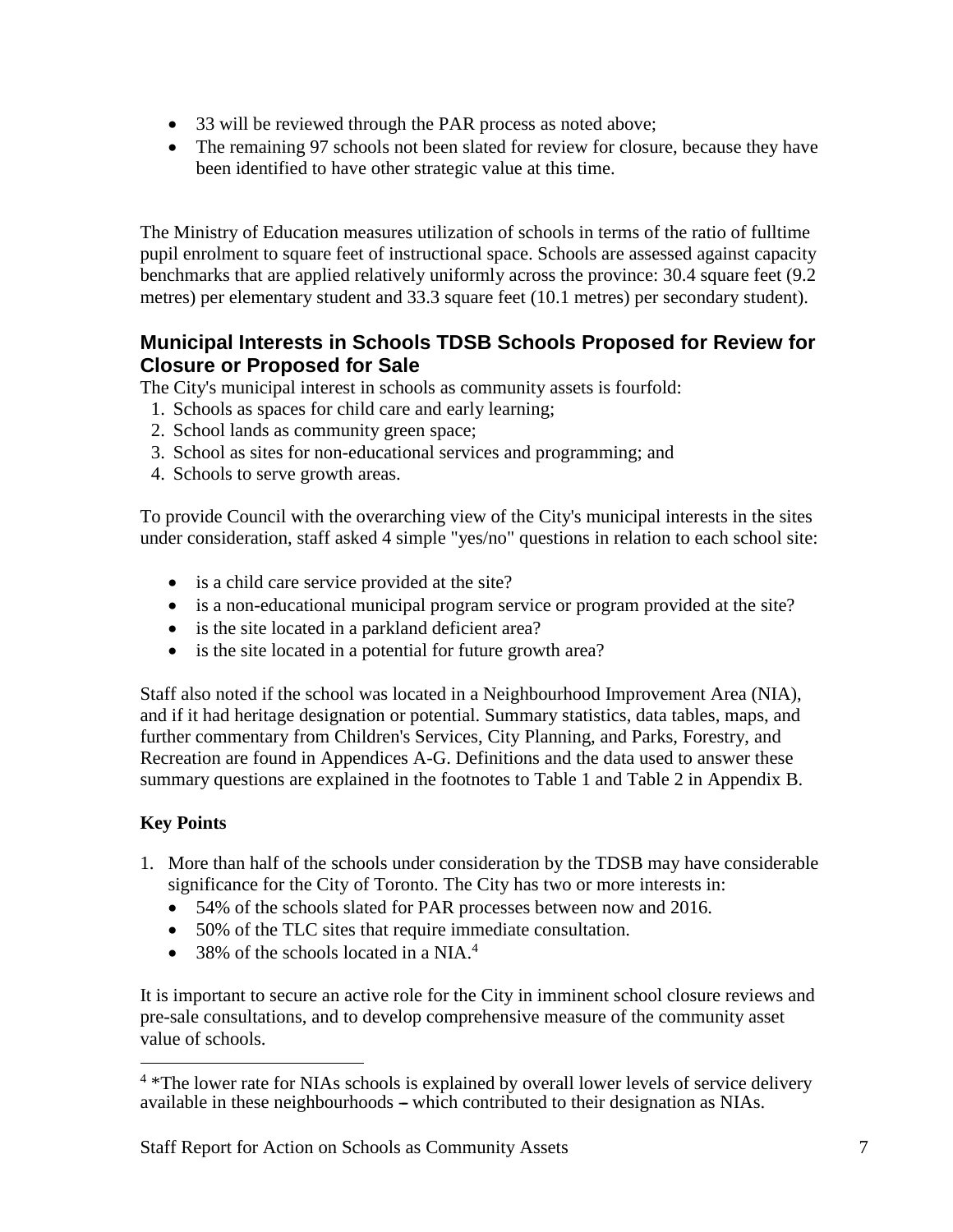- 33 will be reviewed through the PAR process as noted above;
- The remaining 97 schools not been slated for review for closure, because they have been identified to have other strategic value at this time.

The Ministry of Education measures utilization of schools in terms of the ratio of fulltime pupil enrolment to square feet of instructional space. Schools are assessed against capacity benchmarks that are applied relatively uniformly across the province: 30.4 square feet (9.2 metres) per elementary student and 33.3 square feet (10.1 metres) per secondary student).

## Municipal Interests in Schools TDSB Schools Proposed for Review for Closure or Proposed for Sale

The City's municipal interest in schools as community assets is fourfold:

1. Schools as spaces for child care and early learning;
2. School lands as community green space;
3. School as sites for non-educational services and programming; and
4. Schools to serve growth areas.

To provide Council with the overarching view of the City's municipal interests in the sites under consideration, staff asked 4 simple "yes/no" questions in relation to each school site:

- is a child care service provided at the site?
- is a non-educational municipal program service or program provided at the site?
- is the site located in a parkland deficient area?
- is the site located in a potential for future growth area?

Staff also noted if the school was located in a Neighbourhood Improvement Area (NIA), and if it had heritage designation or potential. Summary statistics, data tables, maps, and further commentary from Children's Services, City Planning, and Parks, Forestry, and Recreation are found in Appendices A-G. Definitions and the data used to answer these summary questions are explained in the footnotes to Table 1 and Table 2 in Appendix B.

**Key Points**

1. More than half of the schools under consideration by the TDSB may have considerable significance for the City of Toronto. The City has two or more interests in:
   - 54% of the schools slated for PAR processes between now and 2016.
   - 50% of the TLC sites that require immediate consultation.
   - 38% of the schools located in a NIA.[4]

It is important to secure an active role for the City in imminent school closure reviews and pre-sale consultations, and to develop comprehensive measure of the community asset value of schools.

[4] *The lower rate for NIAs schools is explained by overall lower levels of service delivery available in these neighbourhoods – which contributed to their designation as NIAs.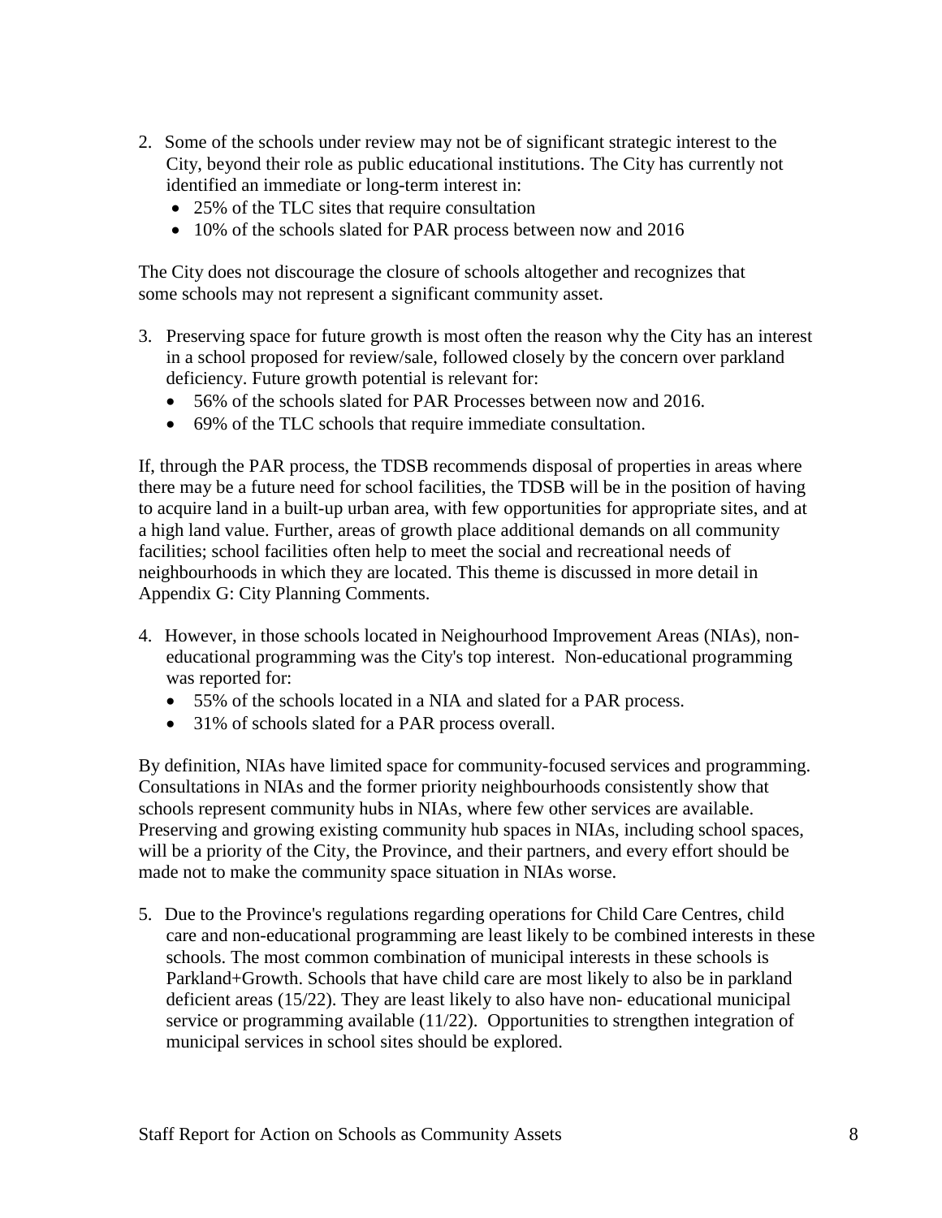2. Some of the schools under review may not be of significant strategic interest to the City, beyond their role as public educational institutions. The City has currently not identified an immediate or long-term interest in:
   - 25% of the TLC sites that require consultation
   - 10% of the schools slated for PAR process between now and 2016

The City does not discourage the closure of schools altogether and recognizes that some schools may not represent a significant community asset.

3. Preserving space for future growth is most often the reason why the City has an interest in a school proposed for review/sale, followed closely by the concern over parkland deficiency. Future growth potential is relevant for:
   - 56% of the schools slated for PAR Processes between now and 2016.
   - 69% of the TLC schools that require immediate consultation.

If, through the PAR process, the TDSB recommends disposal of properties in areas where there may be a future need for school facilities, the TDSB will be in the position of having to acquire land in a built-up urban area, with few opportunities for appropriate sites, and at a high land value. Further, areas of growth place additional demands on all community facilities; school facilities often help to meet the social and recreational needs of neighbourhoods in which they are located. This theme is discussed in more detail in Appendix G: City Planning Comments.

4. However, in those schools located in Neighourhood Improvement Areas (NIAs), non-educational programming was the City's top interest. Non-educational programming was reported for:
   - 55% of the schools located in a NIA and slated for a PAR process.
   - 31% of schools slated for a PAR process overall.

By definition, NIAs have limited space for community-focused services and programming. Consultations in NIAs and the former priority neighbourhoods consistently show that schools represent community hubs in NIAs, where few other services are available. Preserving and growing existing community hub spaces in NIAs, including school spaces, will be a priority of the City, the Province, and their partners, and every effort should be made not to make the community space situation in NIAs worse.

5. Due to the Province's regulations regarding operations for Child Care Centres, child care and non-educational programming are least likely to be combined interests in these schools. The most common combination of municipal interests in these schools is Parkland+Growth. Schools that have child care are most likely to also be in parkland deficient areas (15/22). They are least likely to also have non- educational municipal service or programming available (11/22). Opportunities to strengthen integration of municipal services in school sites should be explored.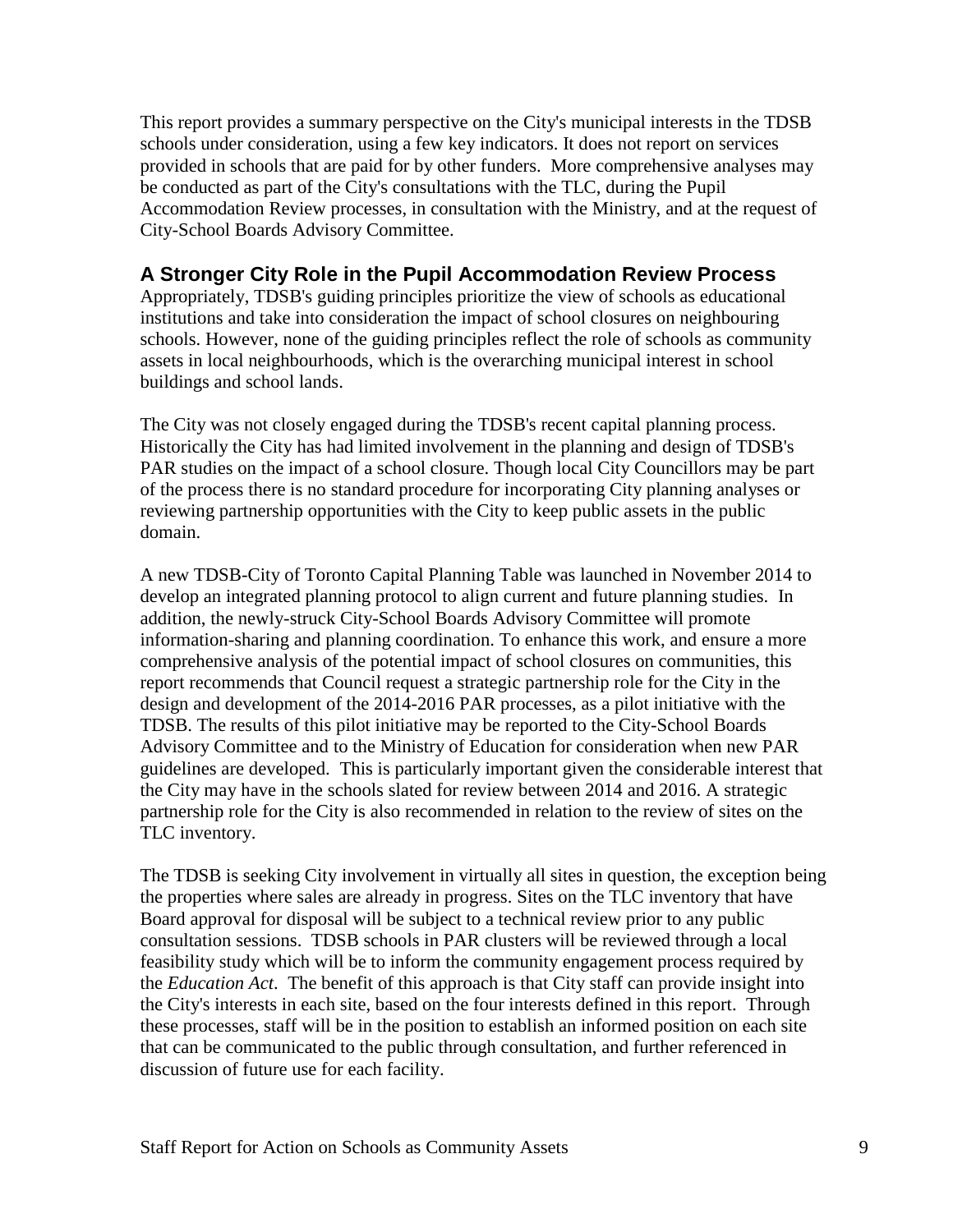This report provides a summary perspective on the City's municipal interests in the TDSB schools under consideration, using a few key indicators. It does not report on services provided in schools that are paid for by other funders. More comprehensive analyses may be conducted as part of the City's consultations with the TLC, during the Pupil Accommodation Review processes, in consultation with the Ministry, and at the request of City-School Boards Advisory Committee.

## A Stronger City Role in the Pupil Accommodation Review Process

Appropriately, TDSB's guiding principles prioritize the view of schools as educational institutions and take into consideration the impact of school closures on neighbouring schools. However, none of the guiding principles reflect the role of schools as community assets in local neighbourhoods, which is the overarching municipal interest in school buildings and school lands.

The City was not closely engaged during the TDSB's recent capital planning process. Historically the City has had limited involvement in the planning and design of TDSB's PAR studies on the impact of a school closure. Though local City Councillors may be part of the process there is no standard procedure for incorporating City planning analyses or reviewing partnership opportunities with the City to keep public assets in the public domain.

A new TDSB-City of Toronto Capital Planning Table was launched in November 2014 to develop an integrated planning protocol to align current and future planning studies. In addition, the newly-struck City-School Boards Advisory Committee will promote information-sharing and planning coordination. To enhance this work, and ensure a more comprehensive analysis of the potential impact of school closures on communities, this report recommends that Council request a strategic partnership role for the City in the design and development of the 2014-2016 PAR processes, as a pilot initiative with the TDSB. The results of this pilot initiative may be reported to the City-School Boards Advisory Committee and to the Ministry of Education for consideration when new PAR guidelines are developed. This is particularly important given the considerable interest that the City may have in the schools slated for review between 2014 and 2016. A strategic partnership role for the City is also recommended in relation to the review of sites on the TLC inventory.

The TDSB is seeking City involvement in virtually all sites in question, the exception being the properties where sales are already in progress. Sites on the TLC inventory that have Board approval for disposal will be subject to a technical review prior to any public consultation sessions. TDSB schools in PAR clusters will be reviewed through a local feasibility study which will be to inform the community engagement process required by the *Education Act*. The benefit of this approach is that City staff can provide insight into the City's interests in each site, based on the four interests defined in this report. Through these processes, staff will be in the position to establish an informed position on each site that can be communicated to the public through consultation, and further referenced in discussion of future use for each facility.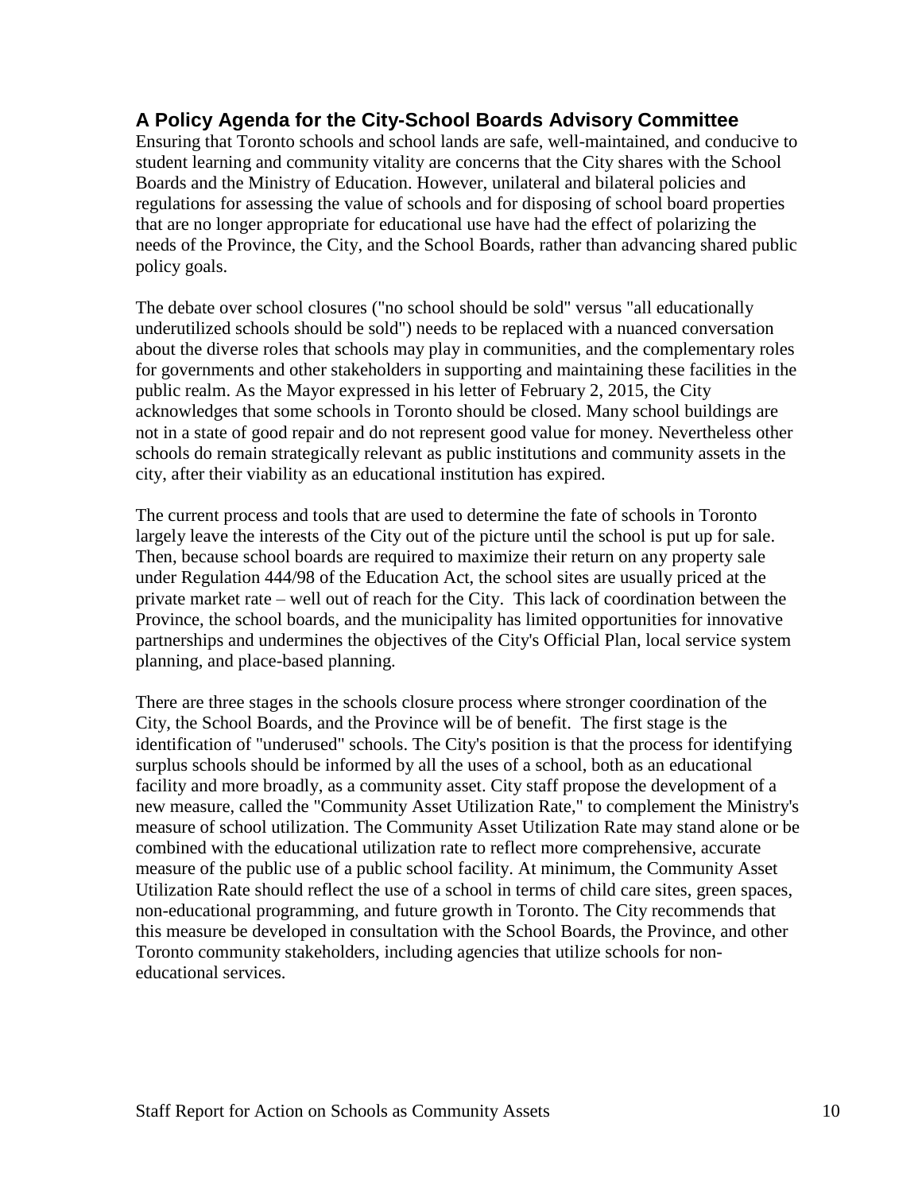## A Policy Agenda for the City-School Boards Advisory Committee

Ensuring that Toronto schools and school lands are safe, well-maintained, and conducive to student learning and community vitality are concerns that the City shares with the School Boards and the Ministry of Education. However, unilateral and bilateral policies and regulations for assessing the value of schools and for disposing of school board properties that are no longer appropriate for educational use have had the effect of polarizing the needs of the Province, the City, and the School Boards, rather than advancing shared public policy goals.

The debate over school closures ("no school should be sold" versus "all educationally underutilized schools should be sold") needs to be replaced with a nuanced conversation about the diverse roles that schools may play in communities, and the complementary roles for governments and other stakeholders in supporting and maintaining these facilities in the public realm. As the Mayor expressed in his letter of February 2, 2015, the City acknowledges that some schools in Toronto should be closed. Many school buildings are not in a state of good repair and do not represent good value for money. Nevertheless other schools do remain strategically relevant as public institutions and community assets in the city, after their viability as an educational institution has expired.

The current process and tools that are used to determine the fate of schools in Toronto largely leave the interests of the City out of the picture until the school is put up for sale. Then, because school boards are required to maximize their return on any property sale under Regulation 444/98 of the Education Act, the school sites are usually priced at the private market rate – well out of reach for the City. This lack of coordination between the Province, the school boards, and the municipality has limited opportunities for innovative partnerships and undermines the objectives of the City's Official Plan, local service system planning, and place-based planning.

There are three stages in the schools closure process where stronger coordination of the City, the School Boards, and the Province will be of benefit. The first stage is the identification of "underused" schools. The City's position is that the process for identifying surplus schools should be informed by all the uses of a school, both as an educational facility and more broadly, as a community asset. City staff propose the development of a new measure, called the "Community Asset Utilization Rate," to complement the Ministry's measure of school utilization. The Community Asset Utilization Rate may stand alone or be combined with the educational utilization rate to reflect more comprehensive, accurate measure of the public use of a public school facility. At minimum, the Community Asset Utilization Rate should reflect the use of a school in terms of child care sites, green spaces, non-educational programming, and future growth in Toronto. The City recommends that this measure be developed in consultation with the School Boards, the Province, and other Toronto community stakeholders, including agencies that utilize schools for non-educational services.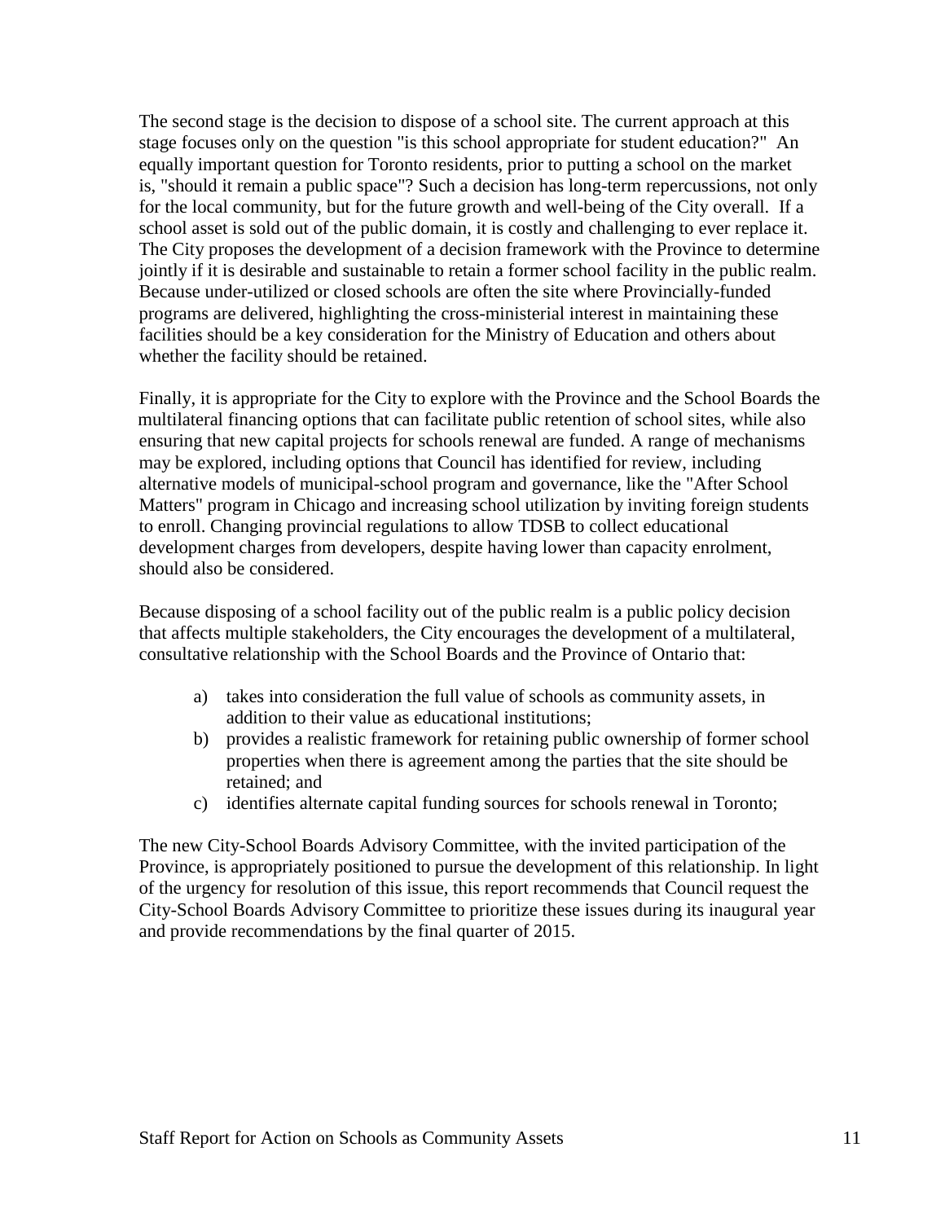The second stage is the decision to dispose of a school site. The current approach at this stage focuses only on the question "is this school appropriate for student education?" An equally important question for Toronto residents, prior to putting a school on the market is, "should it remain a public space"? Such a decision has long-term repercussions, not only for the local community, but for the future growth and well-being of the City overall. If a school asset is sold out of the public domain, it is costly and challenging to ever replace it. The City proposes the development of a decision framework with the Province to determine jointly if it is desirable and sustainable to retain a former school facility in the public realm. Because under-utilized or closed schools are often the site where Provincially-funded programs are delivered, highlighting the cross-ministerial interest in maintaining these facilities should be a key consideration for the Ministry of Education and others about whether the facility should be retained.

Finally, it is appropriate for the City to explore with the Province and the School Boards the multilateral financing options that can facilitate public retention of school sites, while also ensuring that new capital projects for schools renewal are funded. A range of mechanisms may be explored, including options that Council has identified for review, including alternative models of municipal-school program and governance, like the "After School Matters" program in Chicago and increasing school utilization by inviting foreign students to enroll. Changing provincial regulations to allow TDSB to collect educational development charges from developers, despite having lower than capacity enrolment, should also be considered.

Because disposing of a school facility out of the public realm is a public policy decision that affects multiple stakeholders, the City encourages the development of a multilateral, consultative relationship with the School Boards and the Province of Ontario that:

a) takes into consideration the full value of schools as community assets, in addition to their value as educational institutions;
b) provides a realistic framework for retaining public ownership of former school properties when there is agreement among the parties that the site should be retained; and
c) identifies alternate capital funding sources for schools renewal in Toronto;

The new City-School Boards Advisory Committee, with the invited participation of the Province, is appropriately positioned to pursue the development of this relationship. In light of the urgency for resolution of this issue, this report recommends that Council request the City-School Boards Advisory Committee to prioritize these issues during its inaugural year and provide recommendations by the final quarter of 2015.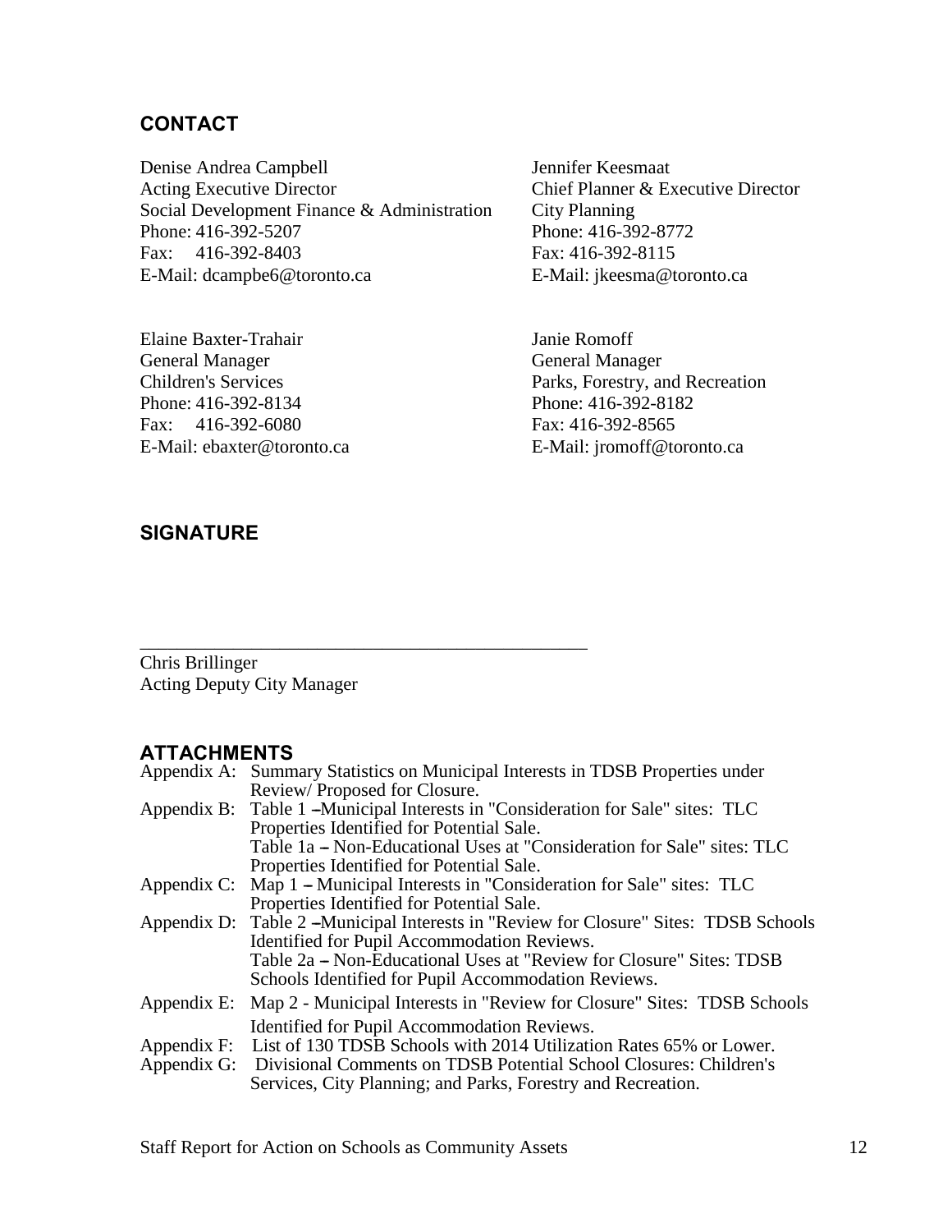## CONTACT

Denise Andrea Campbell
Acting Executive Director
Social Development Finance & Administration
Phone: 416-392-5207
Fax: 416-392-8403
E-Mail: dcampbe6@toronto.ca

Jennifer Keesmaat
Chief Planner & Executive Director
City Planning
Phone: 416-392-8772
Fax: 416-392-8115
E-Mail: jkeesma@toronto.ca

Elaine Baxter-Trahair
General Manager
Children's Services
Phone: 416-392-8134
Fax: 416-392-6080
E-Mail: ebaxter@toronto.ca

Janie Romoff
General Manager
Parks, Forestry, and Recreation
Phone: 416-392-8182
Fax: 416-392-8565
E-Mail: jromoff@toronto.ca

## SIGNATURE

_______________________________________________

Chris Brillinger
Acting Deputy City Manager

## ATTACHMENTS

Appendix A: Summary Statistics on Municipal Interests in TDSB Properties under Review/ Proposed for Closure.

Appendix B: Table 1 –Municipal Interests in "Consideration for Sale" sites: TLC Properties Identified for Potential Sale.
Table 1a – Non-Educational Uses at "Consideration for Sale" sites: TLC Properties Identified for Potential Sale.

Appendix C: Map 1 – Municipal Interests in "Consideration for Sale" sites: TLC Properties Identified for Potential Sale.

Appendix D: Table 2 –Municipal Interests in "Review for Closure" Sites: TDSB Schools Identified for Pupil Accommodation Reviews.
Table 2a – Non-Educational Uses at "Review for Closure" Sites: TDSB Schools Identified for Pupil Accommodation Reviews.

Appendix E: Map 2 - Municipal Interests in "Review for Closure" Sites: TDSB Schools Identified for Pupil Accommodation Reviews.

Appendix F: List of 130 TDSB Schools with 2014 Utilization Rates 65% or Lower.

Appendix G: Divisional Comments on TDSB Potential School Closures: Children's Services, City Planning; and Parks, Forestry and Recreation.